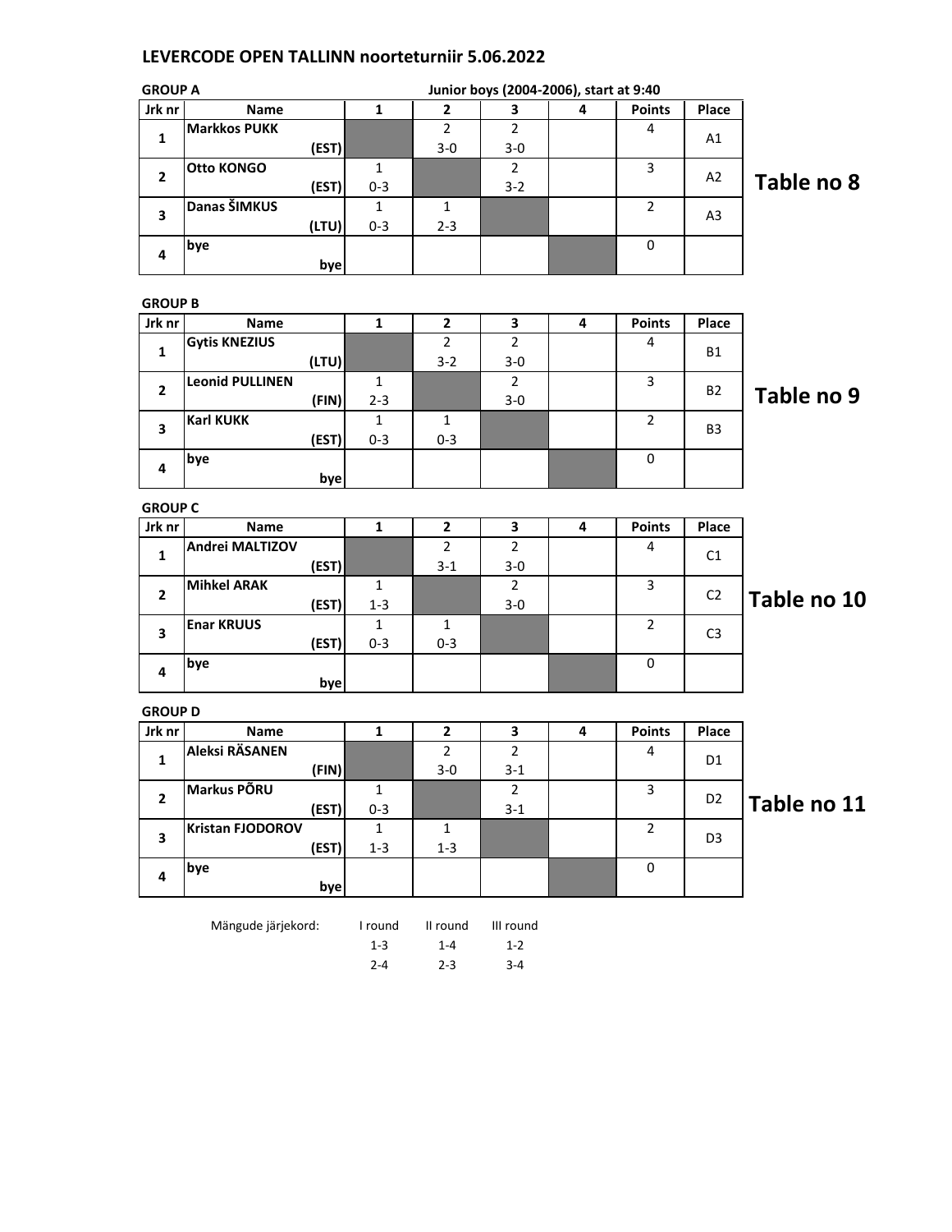# LEVERCODE OPEN TALLINN noorteturniir 5.06.2022

**GROUP A** — **Junior boys (2004-2006), start at 9:40**

**Table no 8**

| Jrk nr | Name | 1 | 2 | 3 | 4 | Points | Place |
|---|---|---|---|---|---|---|---|
| 1 | Markkos PUKK (EST) | | 2<br>3-0 | 2<br>3-0 | | 4 | A1 |
| 2 | Otto KONGO (EST) | 1<br>0-3 | | 2<br>3-2 | | 3 | A2 |
| 3 | Danas ŠIMKUS (LTU) | 1<br>0-3 | 1<br>2-3 | | | 2 | A3 |
| 4 | bye bye | | | | | 0 | |

**GROUP B**

**Table no 9**

| Jrk nr | Name | 1 | 2 | 3 | 4 | Points | Place |
|---|---|---|---|---|---|---|---|
| 1 | Gytis KNEZIUS (LTU) | | 2<br>3-2 | 2<br>3-0 | | 4 | B1 |
| 2 | Leonid PULLINEN (FIN) | 1<br>2-3 | | 2<br>3-0 | | 3 | B2 |
| 3 | Karl KUKK (EST) | 1<br>0-3 | 1<br>0-3 | | | 2 | B3 |
| 4 | bye bye | | | | | 0 | |

**GROUP C**

**Table no 10**

| Jrk nr | Name | 1 | 2 | 3 | 4 | Points | Place |
|---|---|---|---|---|---|---|---|
| 1 | Andrei MALTIZOV (EST) | | 2<br>3-1 | 2<br>3-0 | | 4 | C1 |
| 2 | Mihkel ARAK (EST) | 1<br>1-3 | | 2<br>3-0 | | 3 | C2 |
| 3 | Enar KRUUS (EST) | 1<br>0-3 | 1<br>0-3 | | | 2 | C3 |
| 4 | bye bye | | | | | 0 | |

**GROUP D**

**Table no 11**

| Jrk nr | Name | 1 | 2 | 3 | 4 | Points | Place |
|---|---|---|---|---|---|---|---|
| 1 | Aleksi RÄSANEN (FIN) | | 2<br>3-0 | 2<br>3-1 | | 4 | D1 |
| 2 | Markus PÕRU (EST) | 1<br>0-3 | | 2<br>3-1 | | 3 | D2 |
| 3 | Kristan FJODOROV (EST) | 1<br>1-3 | 1<br>1-3 | | | 2 | D3 |
| 4 | bye bye | | | | | 0 | |

| Mängude järjekord: | I round | II round | III round |
|---|---|---|---|
| | 1-3 | 1-4 | 1-2 |
| | 2-4 | 2-3 | 3-4 |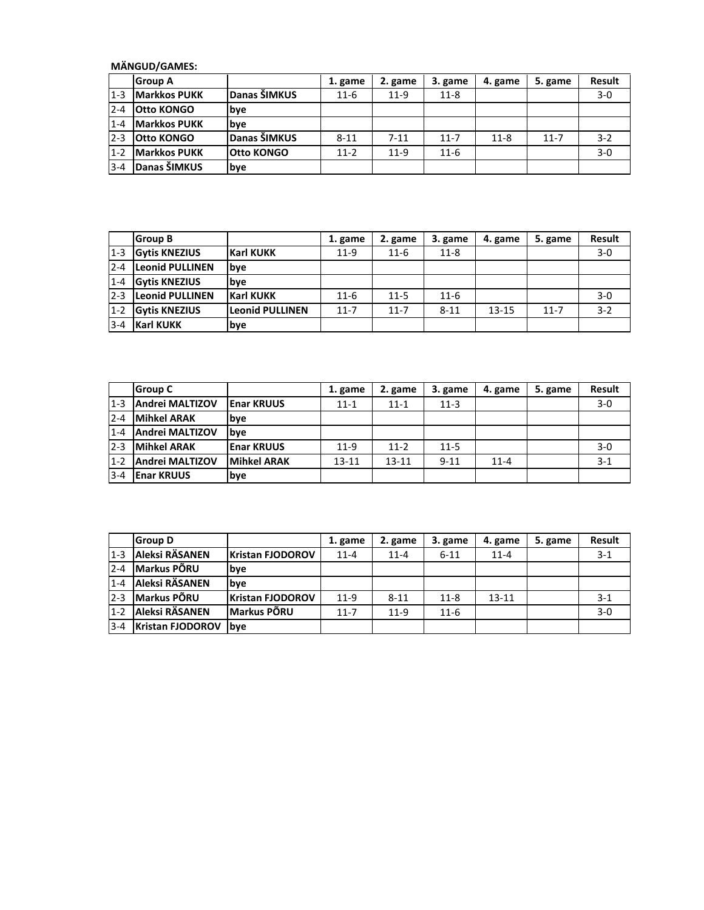**MÄNGUD/GAMES:**

| | Group A | | 1. game | 2. game | 3. game | 4. game | 5. game | Result |
|---|---|---|---|---|---|---|---|---|
| 1-3 | Markkos PUKK | Danas ŠIMKUS | 11-6 | 11-9 | 11-8 | | | 3-0 |
| 2-4 | Otto KONGO | bye | | | | | | |
| 1-4 | Markkos PUKK | bye | | | | | | |
| 2-3 | Otto KONGO | Danas ŠIMKUS | 8-11 | 7-11 | 11-7 | 11-8 | 11-7 | 3-2 |
| 1-2 | Markkos PUKK | Otto KONGO | 11-2 | 11-9 | 11-6 | | | 3-0 |
| 3-4 | Danas ŠIMKUS | bye | | | | | | |

| | Group B | | 1. game | 2. game | 3. game | 4. game | 5. game | Result |
|---|---|---|---|---|---|---|---|---|
| 1-3 | Gytis KNEZIUS | Karl KUKK | 11-9 | 11-6 | 11-8 | | | 3-0 |
| 2-4 | Leonid PULLINEN | bye | | | | | | |
| 1-4 | Gytis KNEZIUS | bye | | | | | | |
| 2-3 | Leonid PULLINEN | Karl KUKK | 11-6 | 11-5 | 11-6 | | | 3-0 |
| 1-2 | Gytis KNEZIUS | Leonid PULLINEN | 11-7 | 11-7 | 8-11 | 13-15 | 11-7 | 3-2 |
| 3-4 | Karl KUKK | bye | | | | | | |

| | Group C | | 1. game | 2. game | 3. game | 4. game | 5. game | Result |
|---|---|---|---|---|---|---|---|---|
| 1-3 | Andrei MALTIZOV | Enar KRUUS | 11-1 | 11-1 | 11-3 | | | 3-0 |
| 2-4 | Mihkel ARAK | bye | | | | | | |
| 1-4 | Andrei MALTIZOV | bye | | | | | | |
| 2-3 | Mihkel ARAK | Enar KRUUS | 11-9 | 11-2 | 11-5 | | | 3-0 |
| 1-2 | Andrei MALTIZOV | Mihkel ARAK | 13-11 | 13-11 | 9-11 | 11-4 | | 3-1 |
| 3-4 | Enar KRUUS | bye | | | | | | |

| | Group D | | 1. game | 2. game | 3. game | 4. game | 5. game | Result |
|---|---|---|---|---|---|---|---|---|
| 1-3 | Aleksi RÄSANEN | Kristan FJODOROV | 11-4 | 11-4 | 6-11 | 11-4 | | 3-1 |
| 2-4 | Markus PÕRU | bye | | | | | | |
| 1-4 | Aleksi RÄSANEN | bye | | | | | | |
| 2-3 | Markus PÕRU | Kristan FJODOROV | 11-9 | 8-11 | 11-8 | 13-11 | | 3-1 |
| 1-2 | Aleksi RÄSANEN | Markus PÕRU | 11-7 | 11-9 | 11-6 | | | 3-0 |
| 3-4 | Kristan FJODOROV | bye | | | | | | |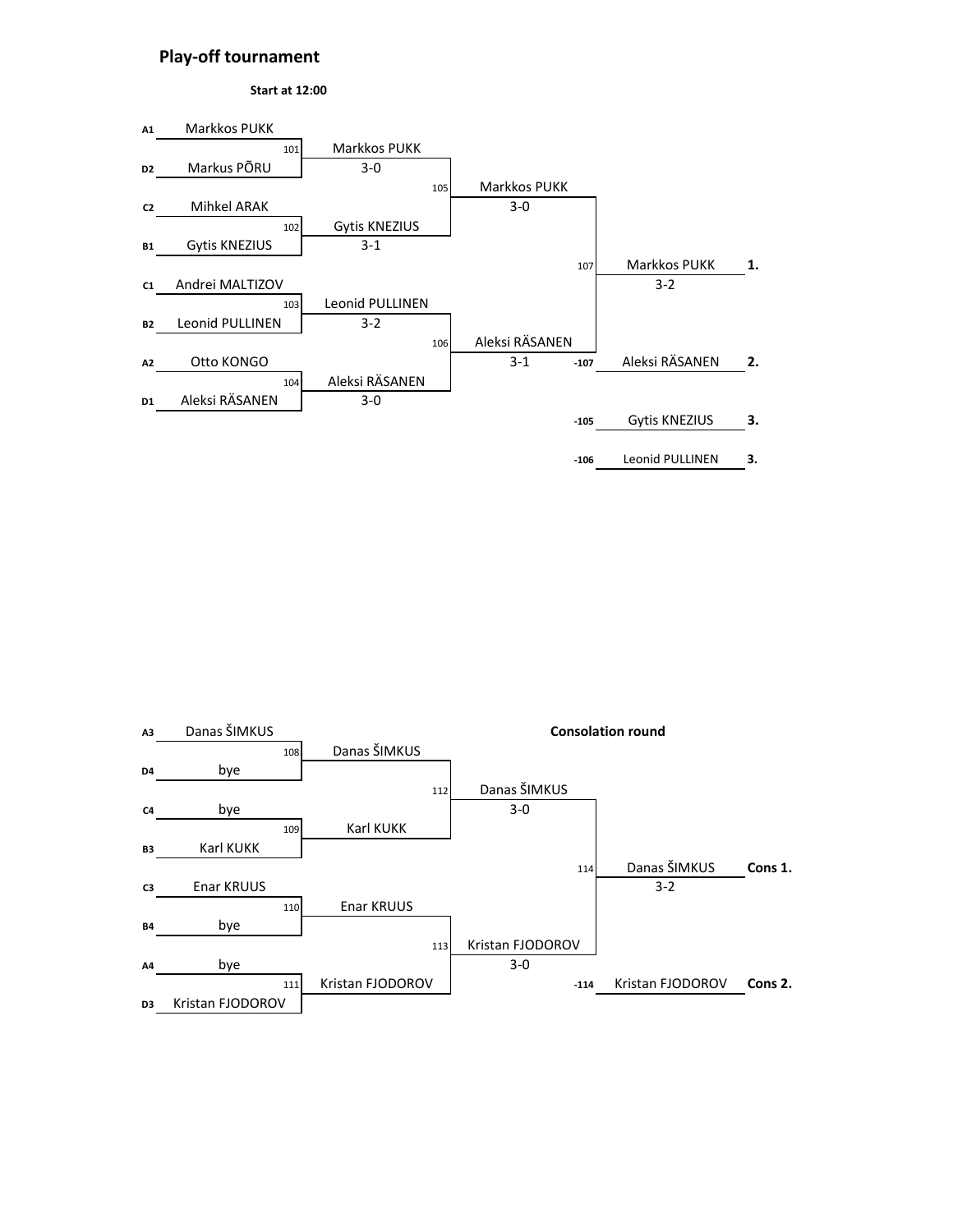## Play-off tournament

**Start at 12:00**

A1 Markkos PUKK

101 Markkos PUKK 3-0

D2 Markus PÕRU

105 Markkos PUKK 3-0

C2 Mihkel ARAK

102 Gytis KNEZIUS 3-1

B1 Gytis KNEZIUS

107 Markkos PUKK 3-2 **1.**

C1 Andrei MALTIZOV

103 Leonid PULLINEN 3-2

B2 Leonid PULLINEN

106 Aleksi RÄSANEN 3-1

A2 Otto KONGO

104 Aleksi RÄSANEN 3-0

D1 Aleksi RÄSANEN

-107 Aleksi RÄSANEN **2.**

-105 Gytis KNEZIUS **3.**

-106 Leonid PULLINEN **3.**

**Consolation round**

A3 Danas ŠIMKUS

108 Danas ŠIMKUS

D4 bye

112 Danas ŠIMKUS 3-0

C4 bye

109 Karl KUKK

B3 Karl KUKK

114 Danas ŠIMKUS 3-2 **Cons 1.**

C3 Enar KRUUS

110 Enar KRUUS

B4 bye

113 Kristan FJODOROV 3-0

A4 bye

111 Kristan FJODOROV

D3 Kristan FJODOROV

-114 Kristan FJODOROV **Cons 2.**